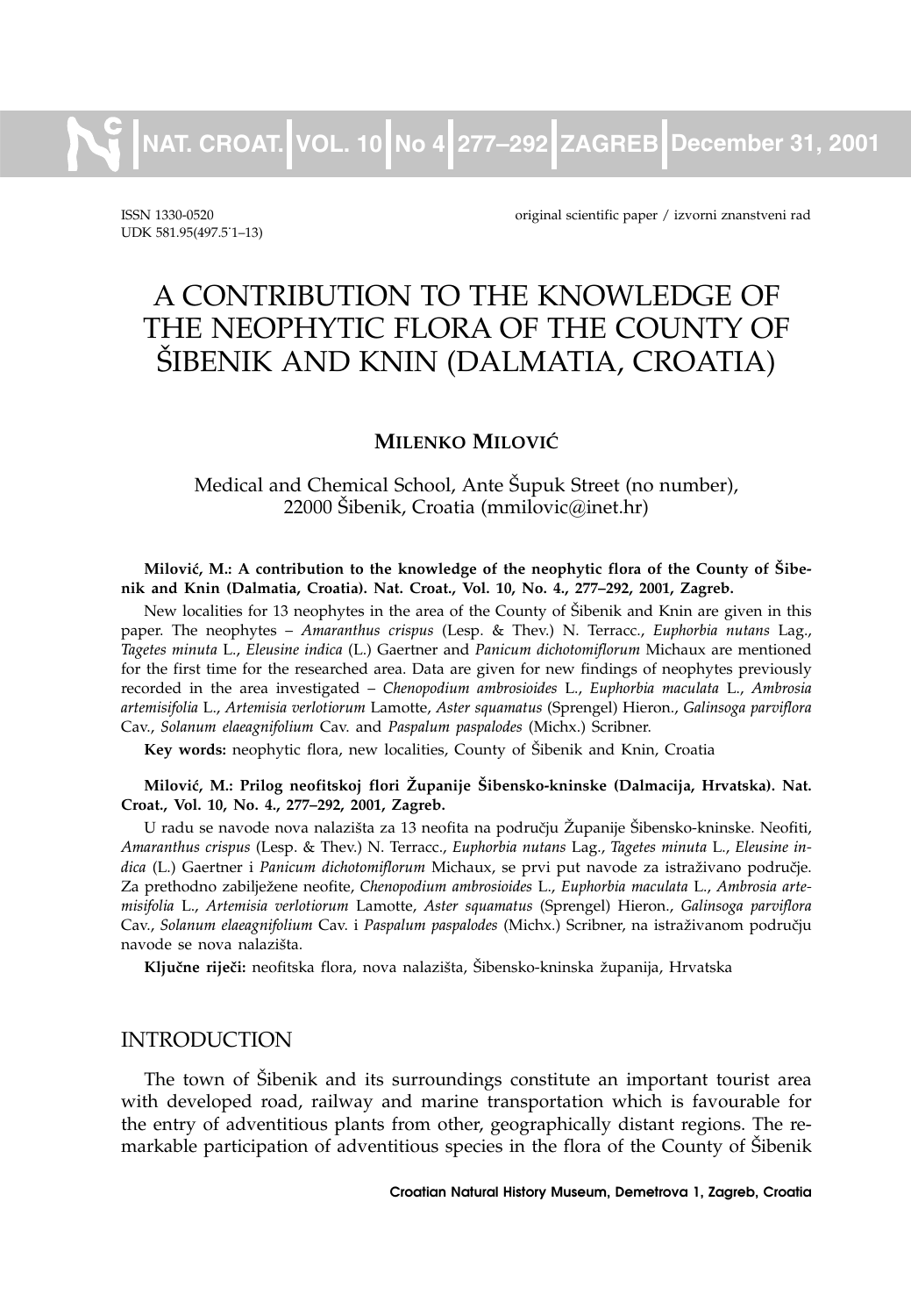ISSN 1330-0520 original scientific paper / izvorni znanstveni rad
UDK 581.95(497.5˙1–13)

# A CONTRIBUTION TO THE KNOWLEDGE OF THE NEOPHYTIC FLORA OF THE COUNTY OF ŠIBENIK AND KNIN (DALMATIA, CROATIA)

**MILENKO MILOVIĆ**

Medical and Chemical School, Ante Šupuk Street (no number), 22000 Šibenik, Croatia (mmilovic@inet.hr)

**Milović, M.: A contribution to the knowledge of the neophytic flora of the County of Šibenik and Knin (Dalmatia, Croatia). Nat. Croat., Vol. 10, No. 4., 277–292, 2001, Zagreb.**

New localities for 13 neophytes in the area of the County of Šibenik and Knin are given in this paper. The neophytes – *Amaranthus crispus* (Lesp. & Thev.) N. Terracc., *Euphorbia nutans* Lag., *Tagetes minuta* L., *Eleusine indica* (L.) Gaertner and *Panicum dichotomiflorum* Michaux are mentioned for the first time for the researched area. Data are given for new findings of neophytes previously recorded in the area investigated – *Chenopodium ambrosioides* L., *Euphorbia maculata* L., *Ambrosia artemisifolia* L., *Artemisia verlotiorum* Lamotte, *Aster squamatus* (Sprengel) Hieron., *Galinsoga parviflora* Cav., *Solanum elaeagnifolium* Cav. and *Paspalum paspalodes* (Michx.) Scribner.

**Key words:** neophytic flora, new localities, County of Šibenik and Knin, Croatia

**Milović, M.: Prilog neofitskoj flori Županije Šibensko-kninske (Dalmacija, Hrvatska). Nat. Croat., Vol. 10, No. 4., 277–292, 2001, Zagreb.**

U radu se navode nova nalazišta za 13 neofita na području Županije Šibensko-kninske. Neofiti, *Amaranthus crispus* (Lesp. & Thev.) N. Terracc., *Euphorbia nutans* Lag., *Tagetes minuta* L., *Eleusine indica* (L.) Gaertner i *Panicum dichotomiflorum* Michaux, se prvi put navode za istraživano područje. Za prethodno zabilježene neofite, *Chenopodium ambrosioides* L., *Euphorbia maculata* L., *Ambrosia artemisifolia* L., *Artemisia verlotiorum* Lamotte, *Aster squamatus* (Sprengel) Hieron., *Galinsoga parviflora* Cav., *Solanum elaeagnifolium* Cav. i *Paspalum paspalodes* (Michx.) Scribner, na istraživanom području navode se nova nalazišta.

**Ključne riječi:** neofitska flora, nova nalazišta, Šibensko-kninska županija, Hrvatska

## INTRODUCTION

The town of Šibenik and its surroundings constitute an important tourist area with developed road, railway and marine transportation which is favourable for the entry of adventitious plants from other, geographically distant regions. The remarkable participation of adventitious species in the flora of the County of Šibenik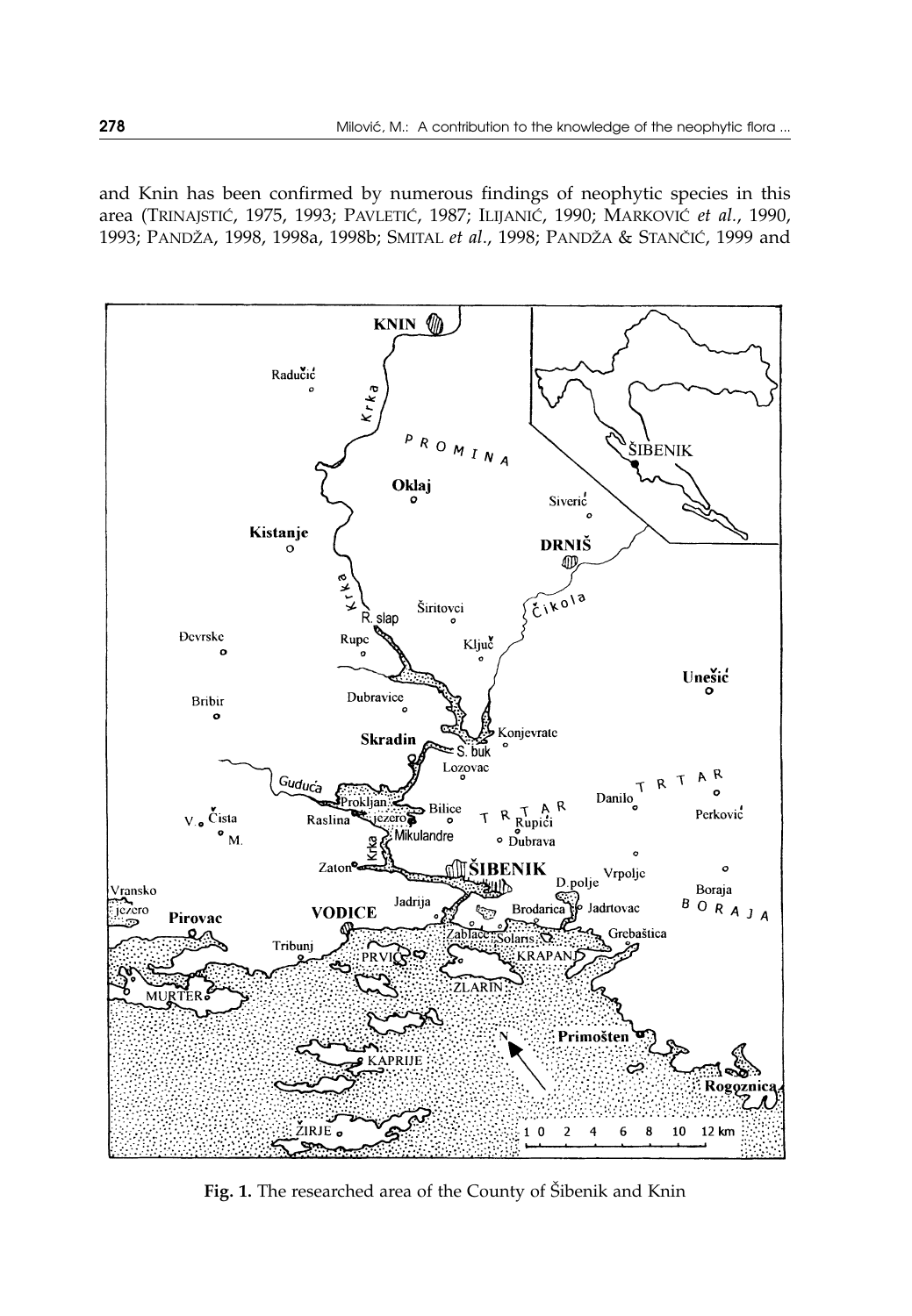and Knin has been confirmed by numerous findings of neophytic species in this area (TRINAJSTIĆ, 1975, 1993; PAVLETIĆ, 1987; ILIJANIĆ, 1990; MARKOVIĆ *et al.*, 1990, 1993; PANDŽA, 1998, 1998a, 1998b; SMITAL *et al.*, 1998; PANDŽA & STANČIĆ, 1999 and

**Fig. 1.** The researched area of the County of Šibenik and Knin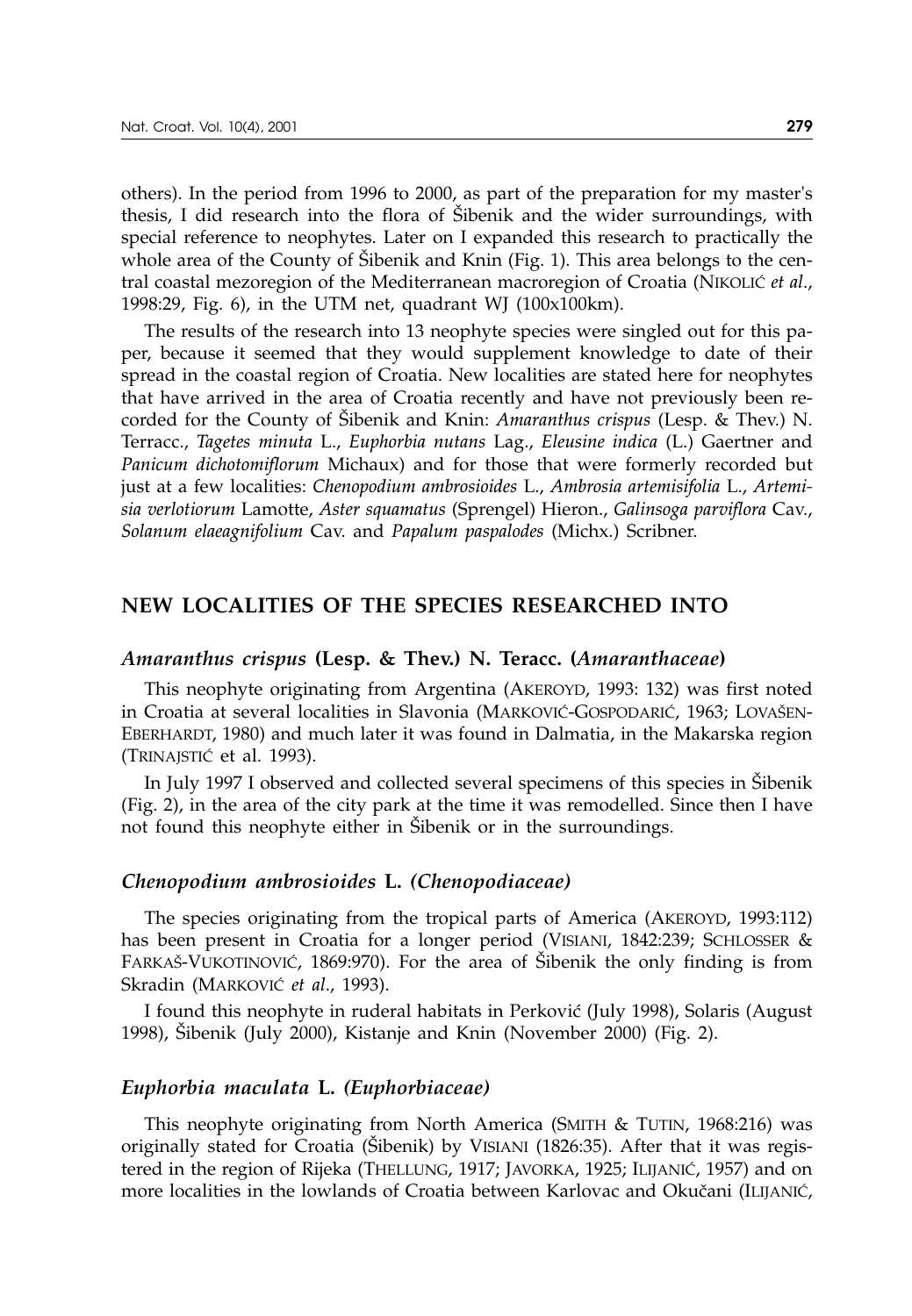others). In the period from 1996 to 2000, as part of the preparation for my master's thesis, I did research into the flora of Šibenik and the wider surroundings, with special reference to neophytes. Later on I expanded this research to practically the whole area of the County of Šibenik and Knin (Fig. 1). This area belongs to the central coastal mezoregion of the Mediterranean macroregion of Croatia (NIKOLIĆ *et al.*, 1998:29, Fig. 6), in the UTM net, quadrant WJ (100x100km).

The results of the research into 13 neophyte species were singled out for this paper, because it seemed that they would supplement knowledge to date of their spread in the coastal region of Croatia. New localities are stated here for neophytes that have arrived in the area of Croatia recently and have not previously been recorded for the County of Šibenik and Knin: *Amaranthus crispus* (Lesp. & Thev.) N. Terracc., *Tagetes minuta* L., *Euphorbia nutans* Lag., *Eleusine indica* (L.) Gaertner and *Panicum dichotomiflorum* Michaux) and for those that were formerly recorded but just at a few localities: *Chenopodium ambrosioides* L., *Ambrosia artemisifolia* L., *Artemisia verlotiorum* Lamotte, *Aster squamatus* (Sprengel) Hieron., *Galinsoga parviflora* Cav., *Solanum elaeagnifolium* Cav. and *Papalum paspalodes* (Michx.) Scribner.

## NEW LOCALITIES OF THE SPECIES RESEARCHED INTO

### *Amaranthus crispus* (Lesp. & Thev.) N. Teracc. (*Amaranthaceae*)

This neophyte originating from Argentina (AKEROYD, 1993: 132) was first noted in Croatia at several localities in Slavonia (MARKOVIĆ-GOSPODARIĆ, 1963; LOVAŠEN-EBERHARDT, 1980) and much later it was found in Dalmatia, in the Makarska region (TRINAJSTIĆ et al. 1993).

In July 1997 I observed and collected several specimens of this species in Šibenik (Fig. 2), in the area of the city park at the time it was remodelled. Since then I have not found this neophyte either in Šibenik or in the surroundings.

### *Chenopodium ambrosioides* L. *(Chenopodiaceae)*

The species originating from the tropical parts of America (AKEROYD, 1993:112) has been present in Croatia for a longer period (VISIANI, 1842:239; SCHLOSSER & FARKAŠ-VUKOTINOVIĆ, 1869:970). For the area of Šibenik the only finding is from Skradin (MARKOVIĆ *et al.*, 1993).

I found this neophyte in ruderal habitats in Perković (July 1998), Solaris (August 1998), Šibenik (July 2000), Kistanje and Knin (November 2000) (Fig. 2).

### *Euphorbia maculata* L. *(Euphorbiaceae)*

This neophyte originating from North America (SMITH & TUTIN, 1968:216) was originally stated for Croatia (Šibenik) by VISIANI (1826:35). After that it was registered in the region of Rijeka (THELLUNG, 1917; JAVORKA, 1925; ILIJANIĆ, 1957) and on more localities in the lowlands of Croatia between Karlovac and Okučani (ILIJANIĆ,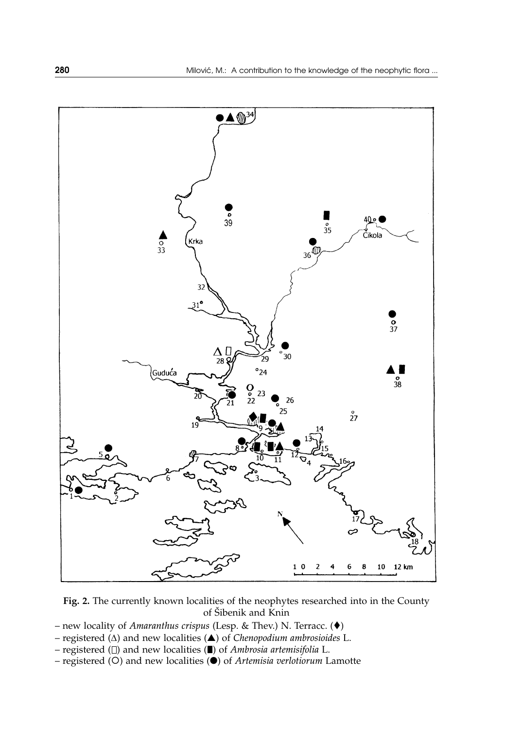**Fig. 2.** The currently known localities of the neophytes researched into in the County of Šibenik and Knin

– new locality of *Amaranthus crispus* (Lesp. & Thev.) N. Terracc. (♦)

– registered (Δ) and new localities (▲) of *Chenopodium ambrosioides* L.

– registered (□) and new localities (■) of *Ambrosia artemisifolia* L.

– registered (○) and new localities (●) of *Artemisia verlotiorum* Lamotte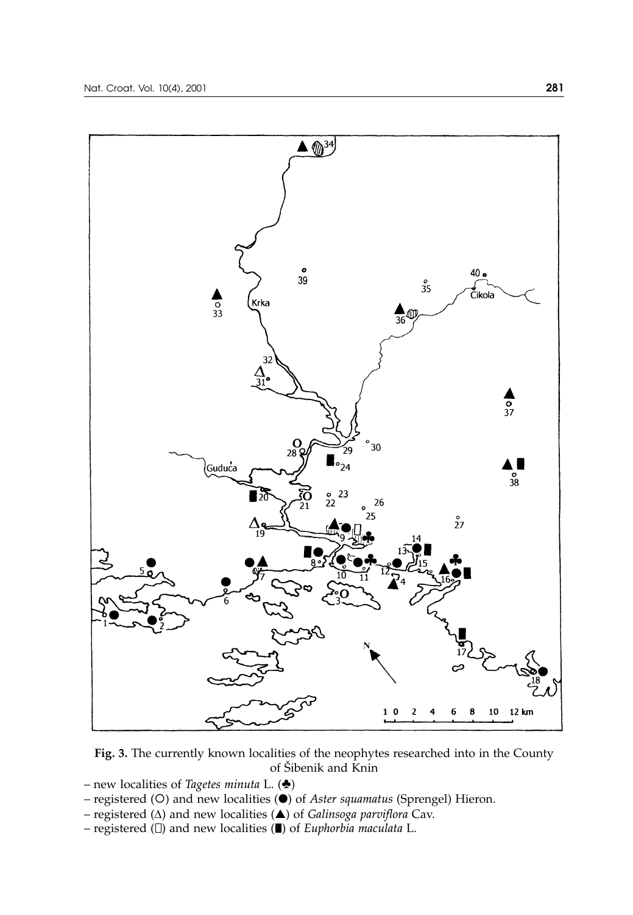**Fig. 3.** The currently known localities of the neophytes researched into in the County of Šibenik and Knin

– new localities of *Tagetes minuta* L. (♣)
– registered (○) and new localities (●) of *Aster squamatus* (Sprengel) Hieron.
– registered (Δ) and new localities (▲) of *Galinsoga parviflora* Cav.
– registered (□) and new localities (■) of *Euphorbia maculata* L.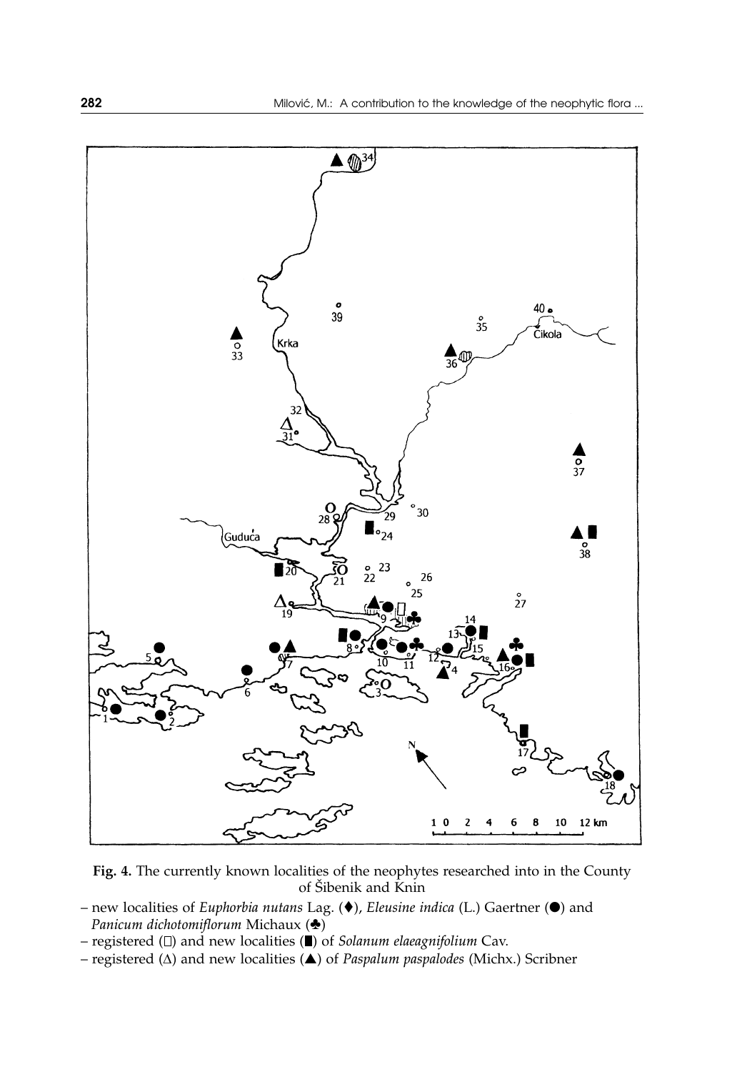**Fig. 4.** The currently known localities of the neophytes researched into in the County of Šibenik and Knin

– new localities of *Euphorbia nutans* Lag. (♦), *Eleusine indica* (L.) Gaertner (●) and *Panicum dichotomiflorum* Michaux (♣)

– registered (□) and new localities (■) of *Solanum elaeagnifolium* Cav.

– registered (∆) and new localities (▲) of *Paspalum paspalodes* (Michx.) Scribner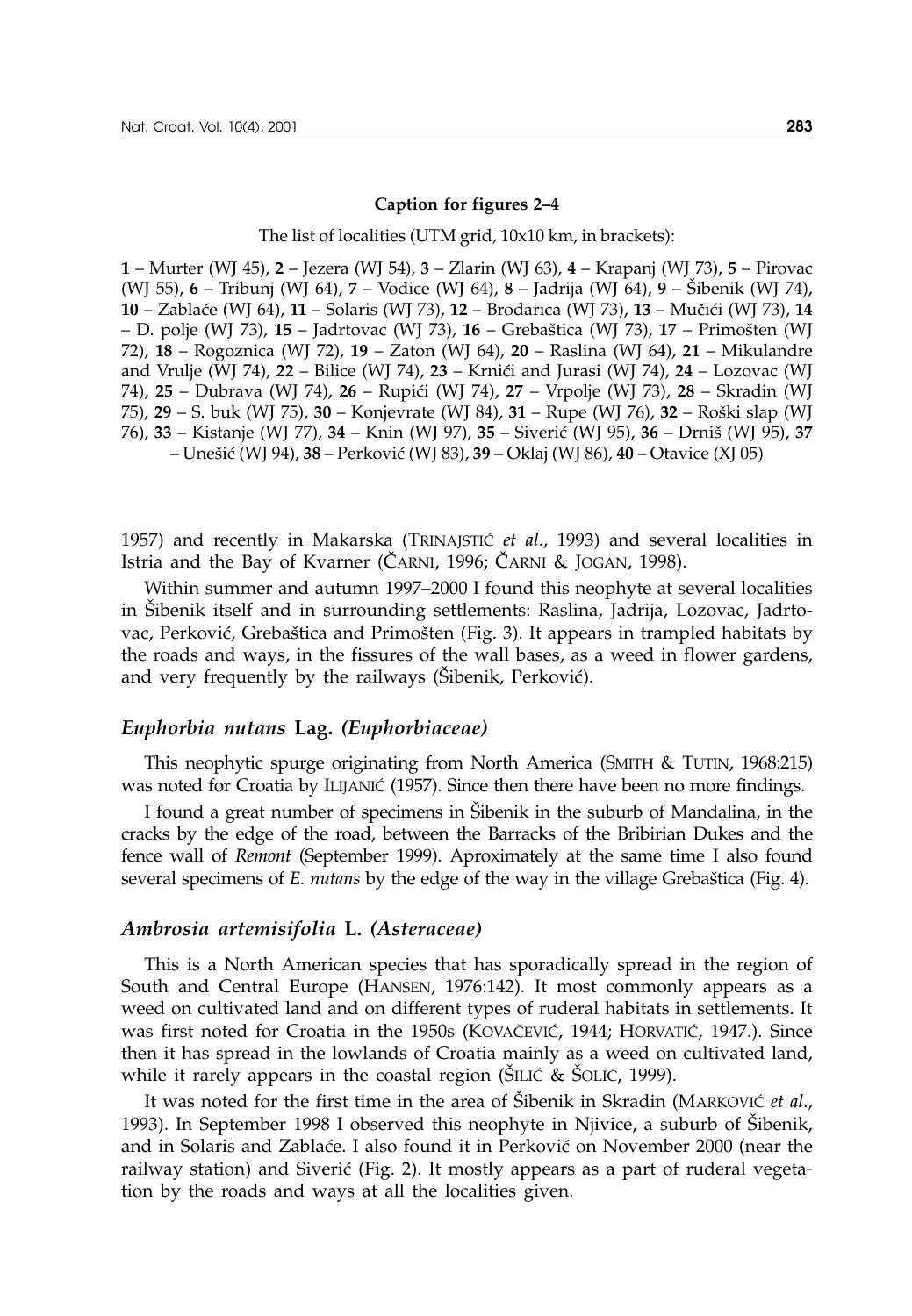**Caption for figures 2–4**

The list of localities (UTM grid, 10x10 km, in brackets):

**1** – Murter (WJ 45), **2** – Jezera (WJ 54), **3** – Zlarin (WJ 63), **4** – Krapanj (WJ 73), **5** – Pirovac (WJ 55), **6** – Tribunj (WJ 64), **7** – Vodice (WJ 64), **8** – Jadrija (WJ 64), **9** – Šibenik (WJ 74), **10** – Zablaće (WJ 64), **11** – Solaris (WJ 73), **12** – Brodarica (WJ 73), **13** – Mučići (WJ 73), **14** – D. polje (WJ 73), **15** – Jadrtovac (WJ 73), **16** – Grebaštica (WJ 73), **17** – Primošten (WJ 72), **18** – Rogoznica (WJ 72), **19** – Zaton (WJ 64), **20** – Raslina (WJ 64), **21** – Mikulandre and Vrulje (WJ 74), **22** – Bilice (WJ 74), **23** – Krnići and Jurasi (WJ 74), **24** – Lozovac (WJ 74), **25** – Dubrava (WJ 74), **26** – Rupići (WJ 74), **27** – Vrpolje (WJ 73), **28** – Skradin (WJ 75), **29** – S. buk (WJ 75), **30** – Konjevrate (WJ 84), **31** – Rupe (WJ 76), **32** – Roški slap (WJ 76), **33** – Kistanje (WJ 77), **34** – Knin (WJ 97), **35** – Siverić (WJ 95), **36** – Drniš (WJ 95), **37** – Unešić (WJ 94), **38** – Perković (WJ 83), **39** – Oklaj (WJ 86), **40** – Otavice (XJ 05)

1957) and recently in Makarska (TRINAJSTIĆ *et al.*, 1993) and several localities in Istria and the Bay of Kvarner (ČARNI, 1996; ČARNI & JOGAN, 1998).

Within summer and autumn 1997–2000 I found this neophyte at several localities in Šibenik itself and in surrounding settlements: Raslina, Jadrija, Lozovac, Jadrtovac, Perković, Grebaštica and Primošten (Fig. 3). It appears in trampled habitats by the roads and ways, in the fissures of the wall bases, as a weed in flower gardens, and very frequently by the railways (Šibenik, Perković).

### *Euphorbia nutans* Lag. *(Euphorbiaceae)*

This neophytic spurge originating from North America (SMITH & TUTIN, 1968:215) was noted for Croatia by ILIJANIĆ (1957). Since then there have been no more findings.

I found a great number of specimens in Šibenik in the suburb of Mandalina, in the cracks by the edge of the road, between the Barracks of the Bribirian Dukes and the fence wall of *Remont* (September 1999). Aproximately at the same time I also found several specimens of *E. nutans* by the edge of the way in the village Grebaštica (Fig. 4).

### *Ambrosia artemisifolia* L. *(Asteraceae)*

This is a North American species that has sporadically spread in the region of South and Central Europe (HANSEN, 1976:142). It most commonly appears as a weed on cultivated land and on different types of ruderal habitats in settlements. It was first noted for Croatia in the 1950s (KOVAČEVIĆ, 1944; HORVATIĆ, 1947.). Since then it has spread in the lowlands of Croatia mainly as a weed on cultivated land, while it rarely appears in the coastal region (ŠILIĆ & ŠOLIĆ, 1999).

It was noted for the first time in the area of Šibenik in Skradin (MARKOVIĆ *et al.*, 1993). In September 1998 I observed this neophyte in Njivice, a suburb of Šibenik, and in Solaris and Zablaće. I also found it in Perković on November 2000 (near the railway station) and Siverić (Fig. 2). It mostly appears as a part of ruderal vegetation by the roads and ways at all the localities given.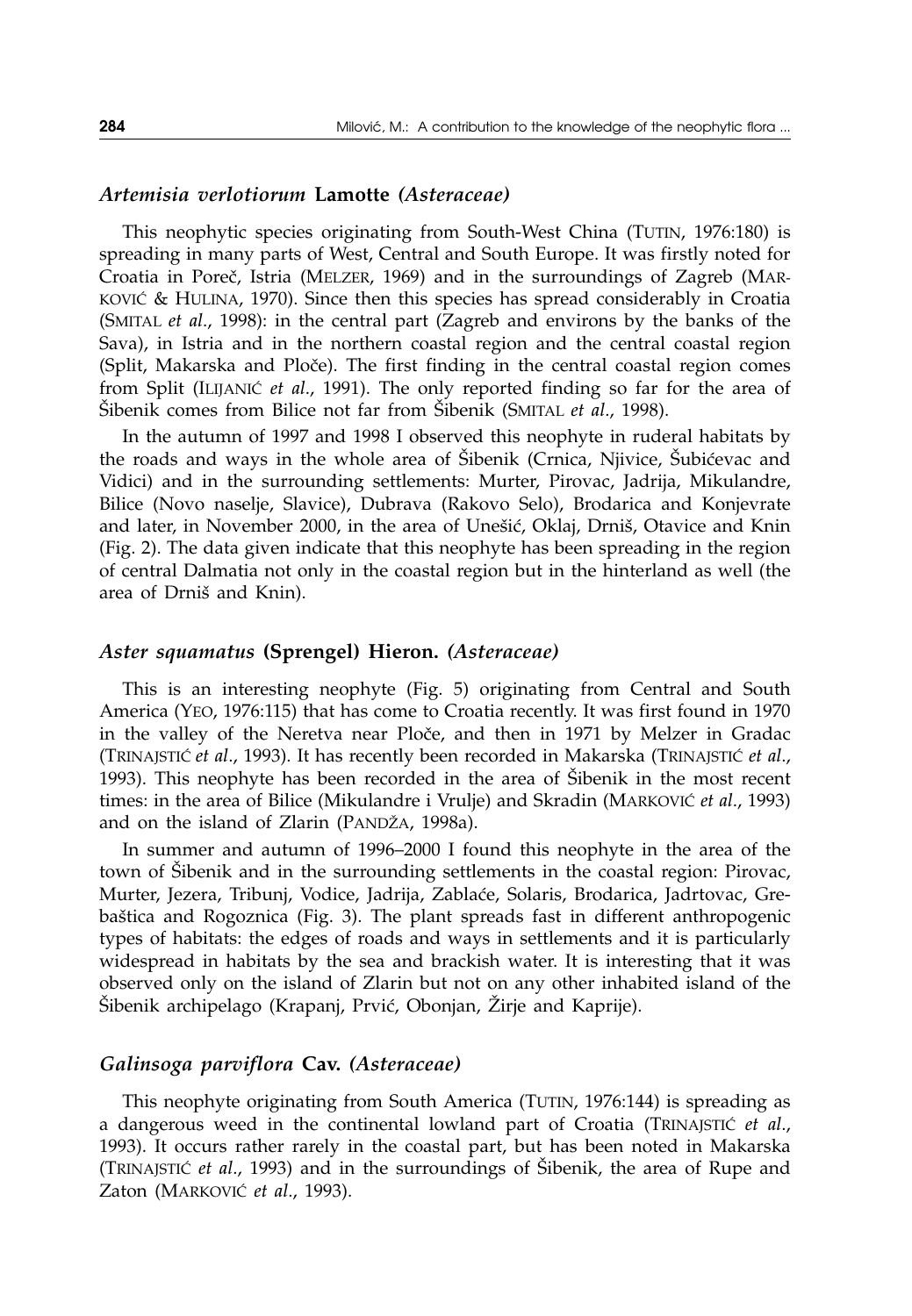### *Artemisia verlotiorum* Lamotte *(Asteraceae)*

This neophytic species originating from South-West China (TUTIN, 1976:180) is spreading in many parts of West, Central and South Europe. It was firstly noted for Croatia in Poreč, Istria (MELZER, 1969) and in the surroundings of Zagreb (MARKOVIĆ & HULINA, 1970). Since then this species has spread considerably in Croatia (SMITAL *et al*., 1998): in the central part (Zagreb and environs by the banks of the Sava), in Istria and in the northern coastal region and the central coastal region (Split, Makarska and Ploče). The first finding in the central coastal region comes from Split (ILIJANIĆ *et al*., 1991). The only reported finding so far for the area of Šibenik comes from Bilice not far from Šibenik (SMITAL *et al*., 1998).

In the autumn of 1997 and 1998 I observed this neophyte in ruderal habitats by the roads and ways in the whole area of Šibenik (Crnica, Njivice, Šubićevac and Vidici) and in the surrounding settlements: Murter, Pirovac, Jadrija, Mikulandre, Bilice (Novo naselje, Slavice), Dubrava (Rakovo Selo), Brodarica and Konjevrate and later, in November 2000, in the area of Unešić, Oklaj, Drniš, Otavice and Knin (Fig. 2). The data given indicate that this neophyte has been spreading in the region of central Dalmatia not only in the coastal region but in the hinterland as well (the area of Drniš and Knin).

### *Aster squamatus* (Sprengel) Hieron. *(Asteraceae)*

This is an interesting neophyte (Fig. 5) originating from Central and South America (YEO, 1976:115) that has come to Croatia recently. It was first found in 1970 in the valley of the Neretva near Ploče, and then in 1971 by Melzer in Gradac (TRINAJSTIĆ *et al*., 1993). It has recently been recorded in Makarska (TRINAJSTIĆ *et al*., 1993). This neophyte has been recorded in the area of Šibenik in the most recent times: in the area of Bilice (Mikulandre i Vrulje) and Skradin (MARKOVIĆ *et al*., 1993) and on the island of Zlarin (PANDŽA, 1998a).

In summer and autumn of 1996–2000 I found this neophyte in the area of the town of Šibenik and in the surrounding settlements in the coastal region: Pirovac, Murter, Jezera, Tribunj, Vodice, Jadrija, Zablaće, Solaris, Brodarica, Jadrtovac, Grebaštica and Rogoznica (Fig. 3). The plant spreads fast in different anthropogenic types of habitats: the edges of roads and ways in settlements and it is particularly widespread in habitats by the sea and brackish water. It is interesting that it was observed only on the island of Zlarin but not on any other inhabited island of the Šibenik archipelago (Krapanj, Prvić, Obonjan, Žirje and Kaprije).

### *Galinsoga parviflora* Cav. *(Asteraceae)*

This neophyte originating from South America (TUTIN, 1976:144) is spreading as a dangerous weed in the continental lowland part of Croatia (TRINAJSTIĆ *et al*., 1993). It occurs rather rarely in the coastal part, but has been noted in Makarska (TRINAJSTIĆ *et al*., 1993) and in the surroundings of Šibenik, the area of Rupe and Zaton (MARKOVIĆ *et al*., 1993).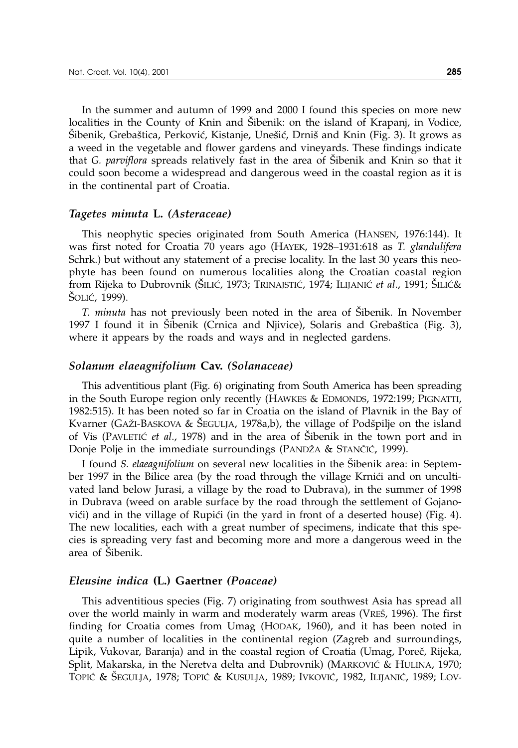In the summer and autumn of 1999 and 2000 I found this species on more new localities in the County of Knin and Šibenik: on the island of Krapanj, in Vodice, Šibenik, Grebaštica, Perković, Kistanje, Unešić, Drniš and Knin (Fig. 3). It grows as a weed in the vegetable and flower gardens and vineyards. These findings indicate that *G. parviflora* spreads relatively fast in the area of Šibenik and Knin so that it could soon become a widespread and dangerous weed in the coastal region as it is in the continental part of Croatia.

### *Tagetes minuta* L. *(Asteraceae)*

This neophytic species originated from South America (HANSEN, 1976:144). It was first noted for Croatia 70 years ago (HAYEK, 1928–1931:618 as *T. glandulifera* Schrk.) but without any statement of a precise locality. In the last 30 years this neophyte has been found on numerous localities along the Croatian coastal region from Rijeka to Dubrovnik (ŠILIĆ, 1973; TRINAJSTIĆ, 1974; ILIJANIĆ *et al.*, 1991; ŠILIĆ& ŠOLIĆ, 1999).

*T. minuta* has not previously been noted in the area of Šibenik. In November 1997 I found it in Šibenik (Crnica and Njivice), Solaris and Grebaštica (Fig. 3), where it appears by the roads and ways and in neglected gardens.

### *Solanum elaeagnifolium* Cav. *(Solanaceae)*

This adventitious plant (Fig. 6) originating from South America has been spreading in the South Europe region only recently (HAWKES & EDMONDS, 1972:199; PIGNATTI, 1982:515). It has been noted so far in Croatia on the island of Plavnik in the Bay of Kvarner (GAŽI-BASKOVA & ŠEGULJA, 1978a,b), the village of Podšpilje on the island of Vis (PAVLETIĆ *et al.*, 1978) and in the area of Šibenik in the town port and in Donje Polje in the immediate surroundings (PANDŽA & STANČIĆ, 1999).

I found *S. elaeagnifolium* on several new localities in the Šibenik area: in September 1997 in the Bilice area (by the road through the village Krnići and on uncultivated land below Jurasi, a village by the road to Dubrava), in the summer of 1998 in Dubrava (weed on arable surface by the road through the settlement of Gojanovići) and in the village of Rupići (in the yard in front of a deserted house) (Fig. 4). The new localities, each with a great number of specimens, indicate that this species is spreading very fast and becoming more and more a dangerous weed in the area of Šibenik.

### *Eleusine indica* (L.) Gaertner *(Poaceae)*

This adventitious species (Fig. 7) originating from southwest Asia has spread all over the world mainly in warm and moderately warm areas (VREŠ, 1996). The first finding for Croatia comes from Umag (HODAK, 1960), and it has been noted in quite a number of localities in the continental region (Zagreb and surroundings, Lipik, Vukovar, Baranja) and in the coastal region of Croatia (Umag, Poreč, Rijeka, Split, Makarska, in the Neretva delta and Dubrovnik) (MARKOVIĆ & HULINA, 1970; TOPIĆ & ŠEGULJA, 1978; TOPIĆ & KUSULJA, 1989; IVKOVIĆ, 1982, ILIJANIĆ, 1989; LOV-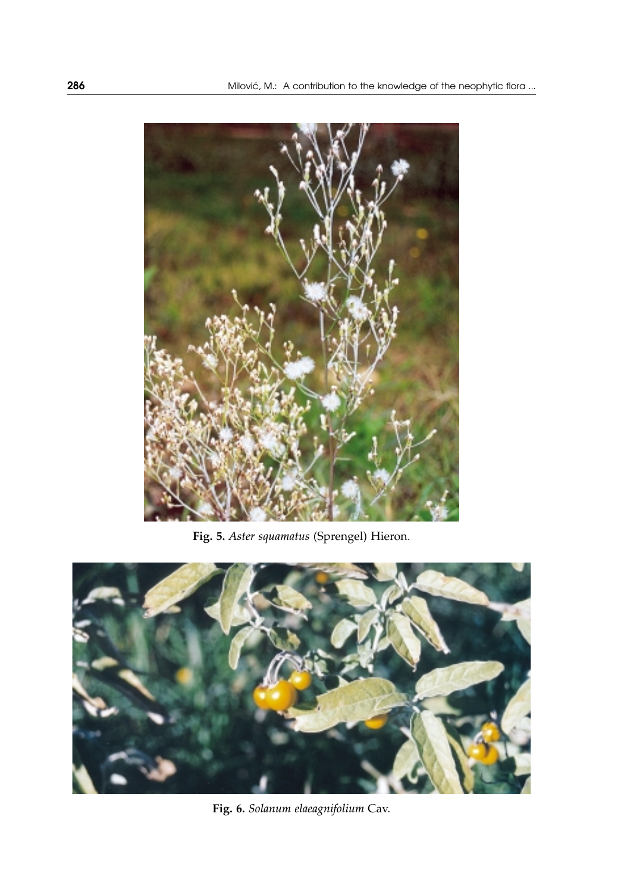**Fig. 5.** *Aster squamatus* (Sprengel) Hieron.

**Fig. 6.** *Solanum elaeagnifolium* Cav.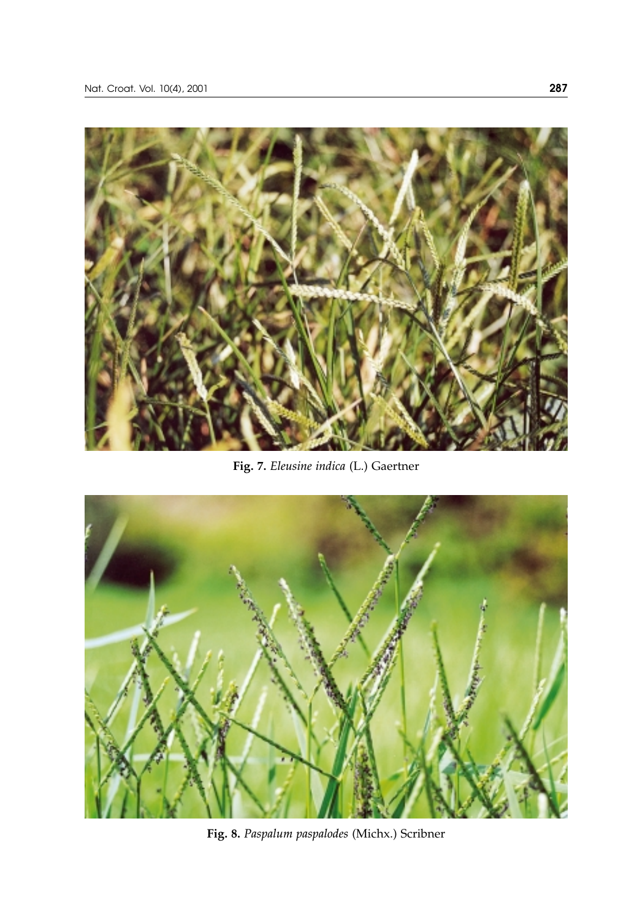**Fig. 7.** *Eleusine indica* (L.) Gaertner

**Fig. 8.** *Paspalum paspalodes* (Michx.) Scribner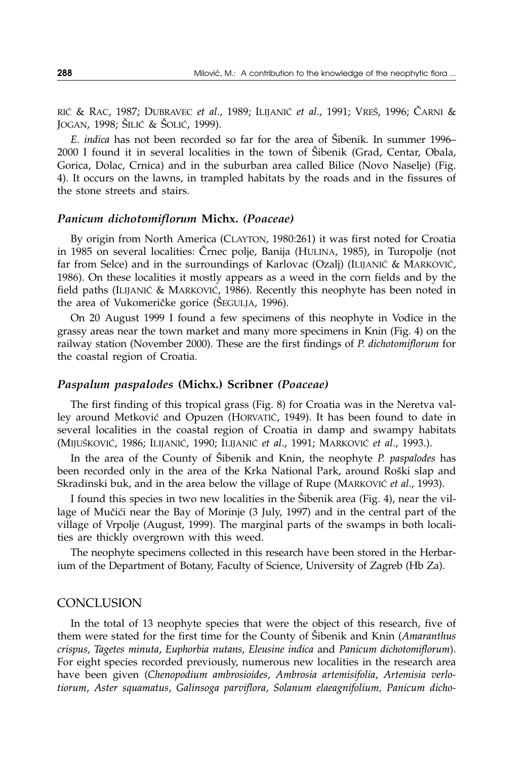RIĆ & RAC, 1987; DUBRAVEC *et al*., 1989; ILIJANIĆ *et al*., 1991; VREŠ, 1996; ČARNI & JOGAN, 1998; ŠILIĆ & ŠOLIĆ, 1999).

*E. indica* has not been recorded so far for the area of Šibenik. In summer 1996–2000 I found it in several localities in the town of Šibenik (Grad, Centar, Obala, Gorica, Dolac, Crnica) and in the suburban area called Bilice (Novo Naselje) (Fig. 4). It occurs on the lawns, in trampled habitats by the roads and in the fissures of the stone streets and stairs.

### *Panicum dichotomiflorum* Michx. *(Poaceae)*

By origin from North America (CLAYTON, 1980:261) it was first noted for Croatia in 1985 on several localities: Črnec polje, Banija (HULINA, 1985), in Turopolje (not far from Selce) and in the surroundings of Karlovac (Ozalj) (ILIJANIĆ & MARKOVIĆ, 1986). On these localities it mostly appears as a weed in the corn fields and by the field paths (ILIJANIĆ & MARKOVIĆ, 1986). Recently this neophyte has been noted in the area of Vukomeričke gorice (ŠEGULJA, 1996).

On 20 August 1999 I found a few specimens of this neophyte in Vodice in the grassy areas near the town market and many more specimens in Knin (Fig. 4) on the railway station (November 2000). These are the first findings of *P. dichotomiflorum* for the coastal region of Croatia.

### *Paspalum paspalodes* (Michx.) Scribner *(Poaceae)*

The first finding of this tropical grass (Fig. 8) for Croatia was in the Neretva valley around Metković and Opuzen (HORVATIĆ, 1949). It has been found to date in several localities in the coastal region of Croatia in damp and swampy habitats (MIJUŠKOVIĆ, 1986; ILIJANIĆ, 1990; ILIJANIĆ *et al*., 1991; MARKOVIĆ *et al*., 1993.).

In the area of the County of Šibenik and Knin, the neophyte *P. paspalodes* has been recorded only in the area of the Krka National Park, around Roški slap and Skradinski buk, and in the area below the village of Rupe (MARKOVIĆ *et al*., 1993).

I found this species in two new localities in the Šibenik area (Fig. 4), near the village of Mučići near the Bay of Morinje (3 July, 1997) and in the central part of the village of Vrpolje (August, 1999). The marginal parts of the swamps in both localities are thickly overgrown with this weed.

The neophyte specimens collected in this research have been stored in the Herbarium of the Department of Botany, Faculty of Science, University of Zagreb (Hb Za).

## CONCLUSION

In the total of 13 neophyte species that were the object of this research, five of them were stated for the first time for the County of Šibenik and Knin (*Amaranthus crispus*, *Tagetes minuta*, *Euphorbia nutans*, *Eleusine indica* and *Panicum dichotomiflorum*). For eight species recorded previously, numerous new localities in the research area have been given (*Chenopodium ambrosioides*, *Ambrosia artemisifolia*, *Artemisia verlotiorum*, *Aster squamatus*, *Galinsoga parviflora*, *Solanum elaeagnifolium, Panicum dicho-*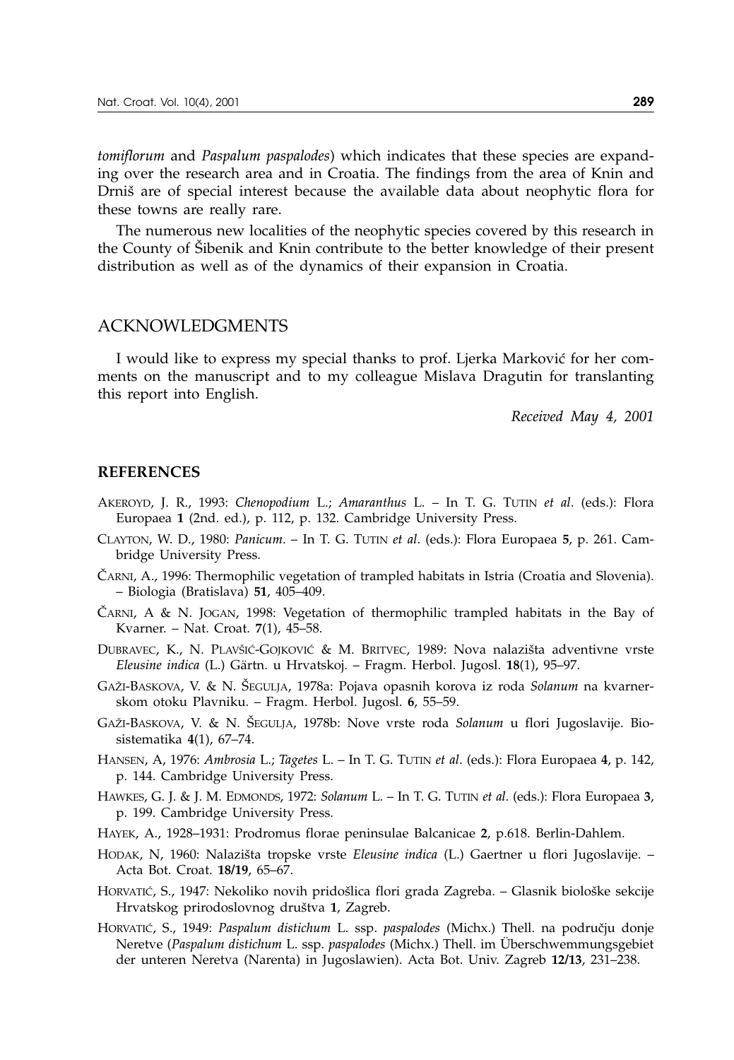*tomiflorum* and *Paspalum paspalodes*) which indicates that these species are expanding over the research area and in Croatia. The findings from the area of Knin and Drniš are of special interest because the available data about neophytic flora for these towns are really rare.

The numerous new localities of the neophytic species covered by this research in the County of Šibenik and Knin contribute to the better knowledge of their present distribution as well as of the dynamics of their expansion in Croatia.

## ACKNOWLEDGMENTS

I would like to express my special thanks to prof. Ljerka Marković for her comments on the manuscript and to my colleague Mislava Dragutin for translanting this report into English.

*Received May 4, 2001*

## REFERENCES

AKEROYD, J. R., 1993: *Chenopodium* L.; *Amaranthus* L. – In T. G. TUTIN *et al*. (eds.): Flora Europaea **1** (2nd. ed.), p. 112, p. 132. Cambridge University Press.

CLAYTON, W. D., 1980: *Panicum*. – In T. G. TUTIN *et al*. (eds.): Flora Europaea **5**, p. 261. Cambridge University Press.

ČARNI, A., 1996: Thermophilic vegetation of trampled habitats in Istria (Croatia and Slovenia). – Biologia (Bratislava) **51**, 405–409.

ČARNI, A & N. JOGAN, 1998: Vegetation of thermophilic trampled habitats in the Bay of Kvarner. – Nat. Croat. **7**(1), 45–58.

DUBRAVEC, K., N. PLAVŠIĆ-GOJKOVIĆ & M. BRITVEC, 1989: Nova nalazišta adventivne vrste *Eleusine indica* (L.) Gärtn. u Hrvatskoj. – Fragm. Herbol. Jugosl. **18**(1), 95–97.

GAŽI-BASKOVA, V. & N. ŠEGULJA, 1978a: Pojava opasnih korova iz roda *Solanum* na kvarnerskom otoku Plavniku. – Fragm. Herbol. Jugosl. **6**, 55–59.

GAŽI-BASKOVA, V. & N. ŠEGULJA, 1978b: Nove vrste roda *Solanum* u flori Jugoslavije. Biosistematika **4**(1), 67–74.

HANSEN, A, 1976: *Ambrosia* L.; *Tagetes* L. – In T. G. TUTIN *et al*. (eds.): Flora Europaea **4**, p. 142, p. 144. Cambridge University Press.

HAWKES, G. J. & J. M. EDMONDS, 1972: *Solanum* L. – In T. G. TUTIN *et al*. (eds.): Flora Europaea **3**, p. 199. Cambridge University Press.

HAYEK, A., 1928–1931: Prodromus florae peninsulae Balcanicae **2**, p.618. Berlin-Dahlem.

HODAK, N, 1960: Nalazišta tropske vrste *Eleusine indica* (L.) Gaertner u flori Jugoslavije. – Acta Bot. Croat. **18/19**, 65–67.

HORVATIĆ, S., 1947: Nekoliko novih pridošlica flori grada Zagreba. – Glasnik biološke sekcije Hrvatskog prirodoslovnog društva **1**, Zagreb.

HORVATIĆ, S., 1949: *Paspalum distichum* L. ssp. *paspalodes* (Michx.) Thell. na području donje Neretve (*Paspalum distichum* L. ssp. *paspalodes* (Michx.) Thell. im Überschwemmungsgebiet der unteren Neretva (Narenta) in Jugoslawien). Acta Bot. Univ. Zagreb **12/13**, 231–238.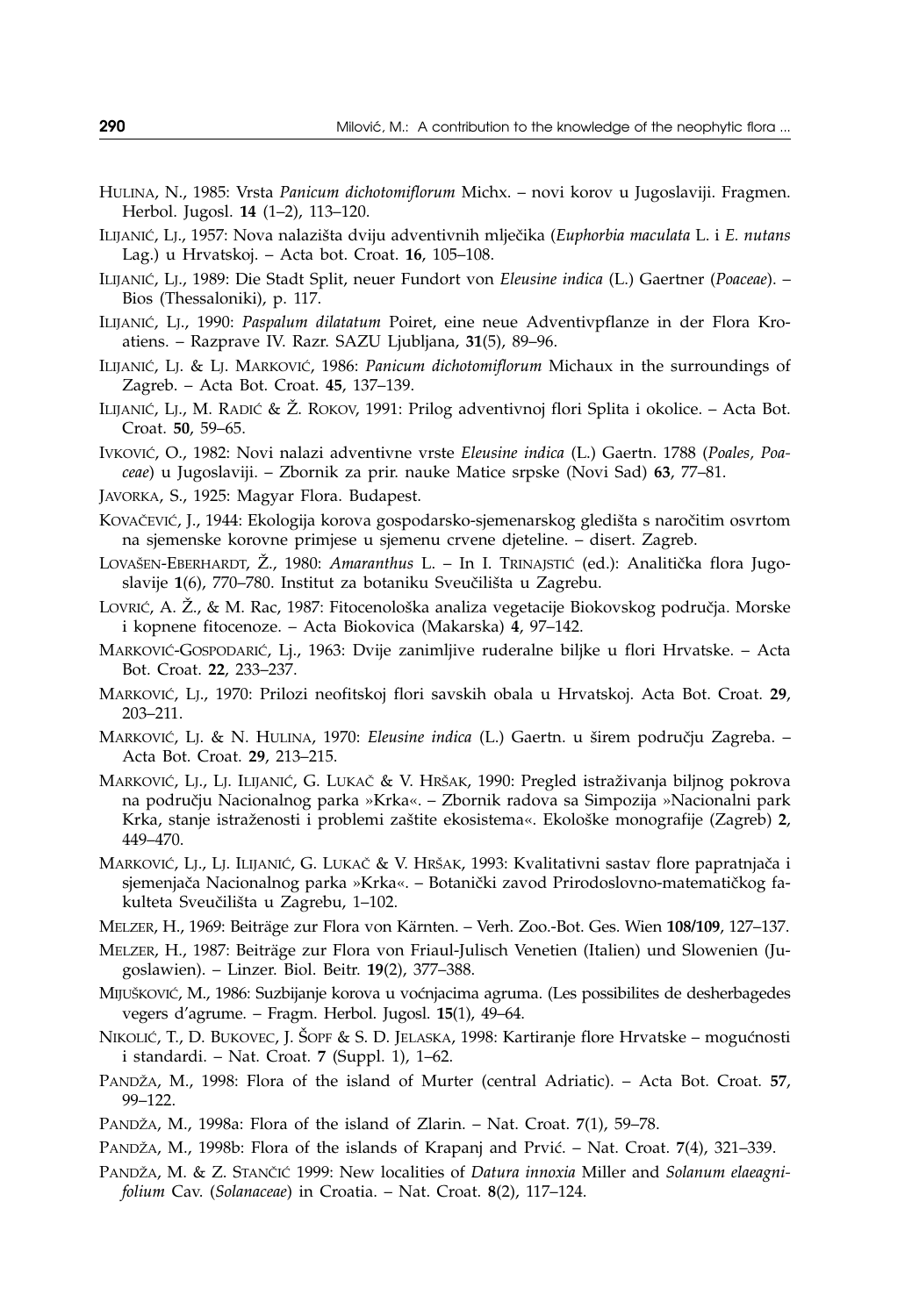HULINA, N., 1985: Vrsta *Panicum dichotomiflorum* Michx. – novi korov u Jugoslaviji. Fragmen. Herbol. Jugosl. **14** (1–2), 113–120.

ILIJANIĆ, LJ., 1957: Nova nalazišta dviju adventivnih mlječika (*Euphorbia maculata* L. i *E. nutans* Lag.) u Hrvatskoj. – Acta bot. Croat. **16**, 105–108.

ILIJANIĆ, LJ., 1989: Die Stadt Split, neuer Fundort von *Eleusine indica* (L.) Gaertner (*Poaceae*). – Bios (Thessaloniki), p. 117.

ILIJANIĆ, LJ., 1990: *Paspalum dilatatum* Poiret, eine neue Adventivpflanze in der Flora Kroatiens. – Razprave IV. Razr. SAZU Ljubljana, **31**(5), 89–96.

ILIJANIĆ, LJ. & LJ. MARKOVIĆ, 1986: *Panicum dichotomiflorum* Michaux in the surroundings of Zagreb. – Acta Bot. Croat. **45**, 137–139.

ILIJANIĆ, LJ., M. RADIĆ & Ž. ROKOV, 1991: Prilog adventivnoj flori Splita i okolice. – Acta Bot. Croat. **50**, 59–65.

IVKOVIĆ, O., 1982: Novi nalazi adventivne vrste *Eleusine indica* (L.) Gaertn. 1788 (*Poales*, *Poaceae*) u Jugoslaviji. – Zbornik za prir. nauke Matice srpske (Novi Sad) **63**, 77–81.

JAVORKA, S., 1925: Magyar Flora. Budapest.

KOVAČEVIĆ, J., 1944: Ekologija korova gospodarsko-sjemenarskog gledišta s naročitim osvrtom na sjemenske korovne primjese u sjemenu crvene djeteline. – disert. Zagreb.

LOVAŠEN-EBERHARDT, Ž., 1980: *Amaranthus* L. – In I. TRINAJSTIĆ (ed.): Analitička flora Jugoslavije **1**(6), 770–780. Institut za botaniku Sveučilišta u Zagrebu.

LOVRIĆ, A. Ž., & M. Rac, 1987: Fitocenološka analiza vegetacije Biokovskog područja. Morske i kopnene fitocenoze. – Acta Biokovica (Makarska) **4**, 97–142.

MARKOVIĆ-GOSPODARIĆ, Lj., 1963: Dvije zanimljive ruderalne biljke u flori Hrvatske. – Acta Bot. Croat. **22**, 233–237.

MARKOVIĆ, LJ., 1970: Prilozi neofitskoj flori savskih obala u Hrvatskoj. Acta Bot. Croat. **29**, 203–211.

MARKOVIĆ, LJ. & N. HULINA, 1970: *Eleusine indica* (L.) Gaertn. u širem području Zagreba. – Acta Bot. Croat. **29**, 213–215.

MARKOVIĆ, LJ., LJ. ILIJANIĆ, G. LUKAČ & V. HRŠAK, 1990: Pregled istraživanja biljnog pokrova na području Nacionalnog parka »Krka«. – Zbornik radova sa Simpozija »Nacionalni park Krka, stanje istraženosti i problemi zaštite ekosistema«. Ekološke monografije (Zagreb) **2**, 449–470.

MARKOVIĆ, LJ., LJ. ILIJANIĆ, G. LUKAČ & V. HRŠAK, 1993: Kvalitativni sastav flore papratnjača i sjemenjača Nacionalnog parka »Krka«. – Botanički zavod Prirodoslovno-matematičkog fakulteta Sveučilišta u Zagrebu, 1–102.

MELZER, H., 1969: Beiträge zur Flora von Kärnten. – Verh. Zoo.-Bot. Ges. Wien **108/109**, 127–137.

MELZER, H., 1987: Beiträge zur Flora von Friaul-Julisch Venetien (Italien) und Slowenien (Jugoslawien). – Linzer. Biol. Beitr. **19**(2), 377–388.

MIJUŠKOVIĆ, M., 1986: Suzbijanje korova u voćnjacima agruma. (Les possibilites de desherbagedes vegers d'agrume. – Fragm. Herbol. Jugosl. **15**(1), 49–64.

NIKOLIĆ, T., D. BUKOVEC, J. ŠOPF & S. D. JELASKA, 1998: Kartiranje flore Hrvatske – mogućnosti i standardi. – Nat. Croat. **7** (Suppl. 1), 1–62.

PANDŽA, M., 1998: Flora of the island of Murter (central Adriatic). – Acta Bot. Croat. **57**, 99–122.

PANDŽA, M., 1998a: Flora of the island of Zlarin. – Nat. Croat. **7**(1), 59–78.

PANDŽA, M., 1998b: Flora of the islands of Krapanj and Prvić. – Nat. Croat. **7**(4), 321–339.

PANDŽA, M. & Z. STANČIĆ 1999: New localities of *Datura innoxia* Miller and *Solanum elaeagnifolium* Cav. (*Solanaceae*) in Croatia. – Nat. Croat. **8**(2), 117–124.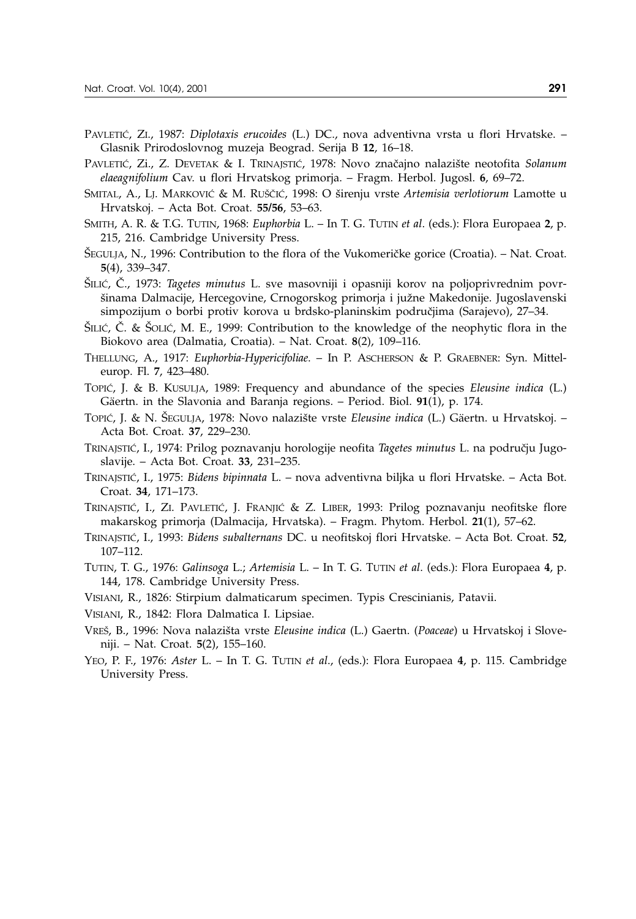PAVLETIĆ, ZI., 1987: *Diplotaxis erucoides* (L.) DC., nova adventivna vrsta u flori Hrvatske. – Glasnik Prirodoslovnog muzeja Beograd. Serija B **12**, 16–18.

PAVLETIĆ, Zi., Z. DEVETAK & I. TRINAJSTIĆ, 1978: Novo značajno nalazište neotofita *Solanum elaeagnifolium* Cav. u flori Hrvatskog primorja. – Fragm. Herbol. Jugosl. **6**, 69–72.

SMITAL, A., LJ. MARKOVIĆ & M. RUŠČIĆ, 1998: O širenju vrste *Artemisia verlotiorum* Lamotte u Hrvatskoj. – Acta Bot. Croat. **55/56**, 53–63.

SMITH, A. R. & T.G. TUTIN, 1968: *Euphorbia* L. – In T. G. TUTIN *et al*. (eds.): Flora Europaea **2**, p. 215, 216. Cambridge University Press.

ŠEGULJA, N., 1996: Contribution to the flora of the Vukomeričke gorice (Croatia). – Nat. Croat. **5**(4), 339–347.

ŠILIĆ, Č., 1973: *Tagetes minutus* L. sve masovniji i opasniji korov na poljoprivrednim površinama Dalmacije, Hercegovine, Crnogorskog primorja i južne Makedonije. Jugoslavenski simpozijum o borbi protiv korova u brdsko-planinskim područjima (Sarajevo), 27–34.

ŠILIĆ, Č. & ŠOLIĆ, M. E., 1999: Contribution to the knowledge of the neophytic flora in the Biokovo area (Dalmatia, Croatia). – Nat. Croat. **8**(2), 109–116.

THELLUNG, A., 1917: *Euphorbia-Hypericifoliae*. – In P. ASCHERSON & P. GRAEBNER: Syn. Mitteleurop. Fl. **7**, 423–480.

TOPIĆ, J. & B. KUSULJA, 1989: Frequency and abundance of the species *Eleusine indica* (L.) Gäertn. in the Slavonia and Baranja regions. – Period. Biol. **91**(1), p. 174.

TOPIĆ, J. & N. ŠEGULJA, 1978: Novo nalazište vrste *Eleusine indica* (L.) Gäertn. u Hrvatskoj. – Acta Bot. Croat. **37**, 229–230.

TRINAJSTIĆ, I., 1974: Prilog poznavanju horologije neofita *Tagetes minutus* L. na području Jugoslavije. – Acta Bot. Croat. **33**, 231–235.

TRINAJSTIĆ, I., 1975: *Bidens bipinnata* L. – nova adventivna biljka u flori Hrvatske. – Acta Bot. Croat. **34**, 171–173.

TRINAJSTIĆ, I., ZI. PAVLETIĆ, J. FRANJIĆ & Z. LIBER, 1993: Prilog poznavanju neofitske flore makarskog primorja (Dalmacija, Hrvatska). – Fragm. Phytom. Herbol. **21**(1), 57–62.

TRINAJSTIĆ, I., 1993: *Bidens subalternans* DC. u neofitskoj flori Hrvatske. – Acta Bot. Croat. **52**, 107–112.

TUTIN, T. G., 1976: *Galinsoga* L.; *Artemisia* L. – In T. G. TUTIN *et al*. (eds.): Flora Europaea **4**, p. 144, 178. Cambridge University Press.

VISIANI, R., 1826: Stirpium dalmaticarum specimen. Typis Crescinianis, Patavii.

VISIANI, R., 1842: Flora Dalmatica I. Lipsiae.

VREŠ, B., 1996: Nova nalazišta vrste *Eleusine indica* (L.) Gaertn. (*Poaceae*) u Hrvatskoj i Sloveniji. – Nat. Croat. **5**(2), 155–160.

YEO, P. F., 1976: *Aster* L. – In T. G. TUTIN *et al*., (eds.): Flora Europaea **4**, p. 115. Cambridge University Press.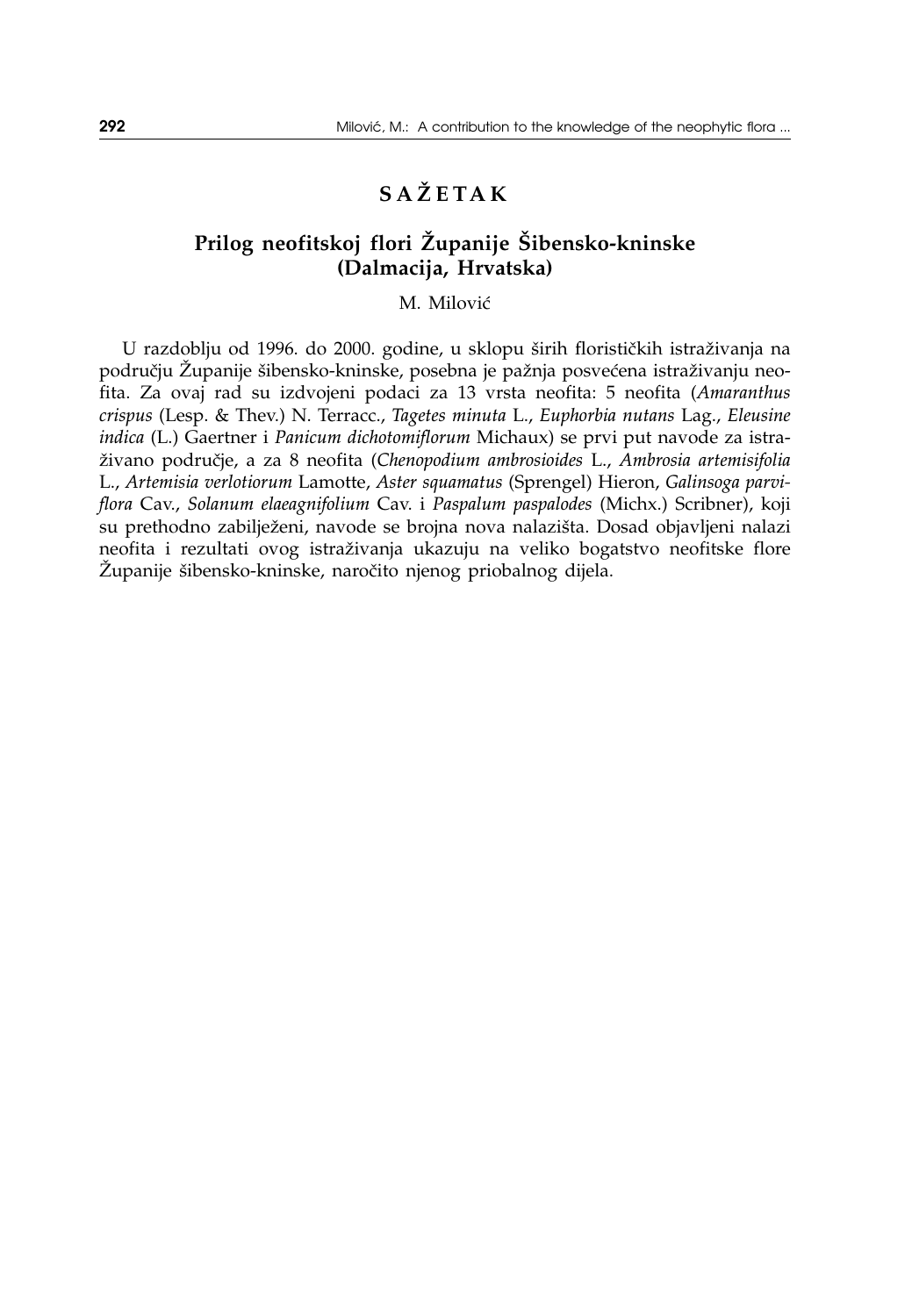# SAŽETAK

## Prilog neofitskoj flori Županije Šibensko-kninske (Dalmacija, Hrvatska)

M. Milović

U razdoblju od 1996. do 2000. godine, u sklopu širih florističkih istraživanja na području Županije šibensko-kninske, posebna je pažnja posvećena istraživanju neofita. Za ovaj rad su izdvojeni podaci za 13 vrsta neofita: 5 neofita (*Amaranthus crispus* (Lesp. & Thev.) N. Terracc., *Tagetes minuta* L., *Euphorbia nutans* Lag., *Eleusine indica* (L.) Gaertner i *Panicum dichotomiflorum* Michaux) se prvi put navode za istraživano područje, a za 8 neofita (*Chenopodium ambrosioides* L., *Ambrosia artemisifolia* L., *Artemisia verlotiorum* Lamotte, *Aster squamatus* (Sprengel) Hieron, *Galinsoga parviflora* Cav., *Solanum elaeagnifolium* Cav. i *Paspalum paspalodes* (Michx.) Scribner), koji su prethodno zabilježeni, navode se brojna nova nalazišta. Dosad objavljeni nalazi neofita i rezultati ovog istraživanja ukazuju na veliko bogatstvo neofitske flore Županije šibensko-kninske, naročito njenog priobalnog dijela.